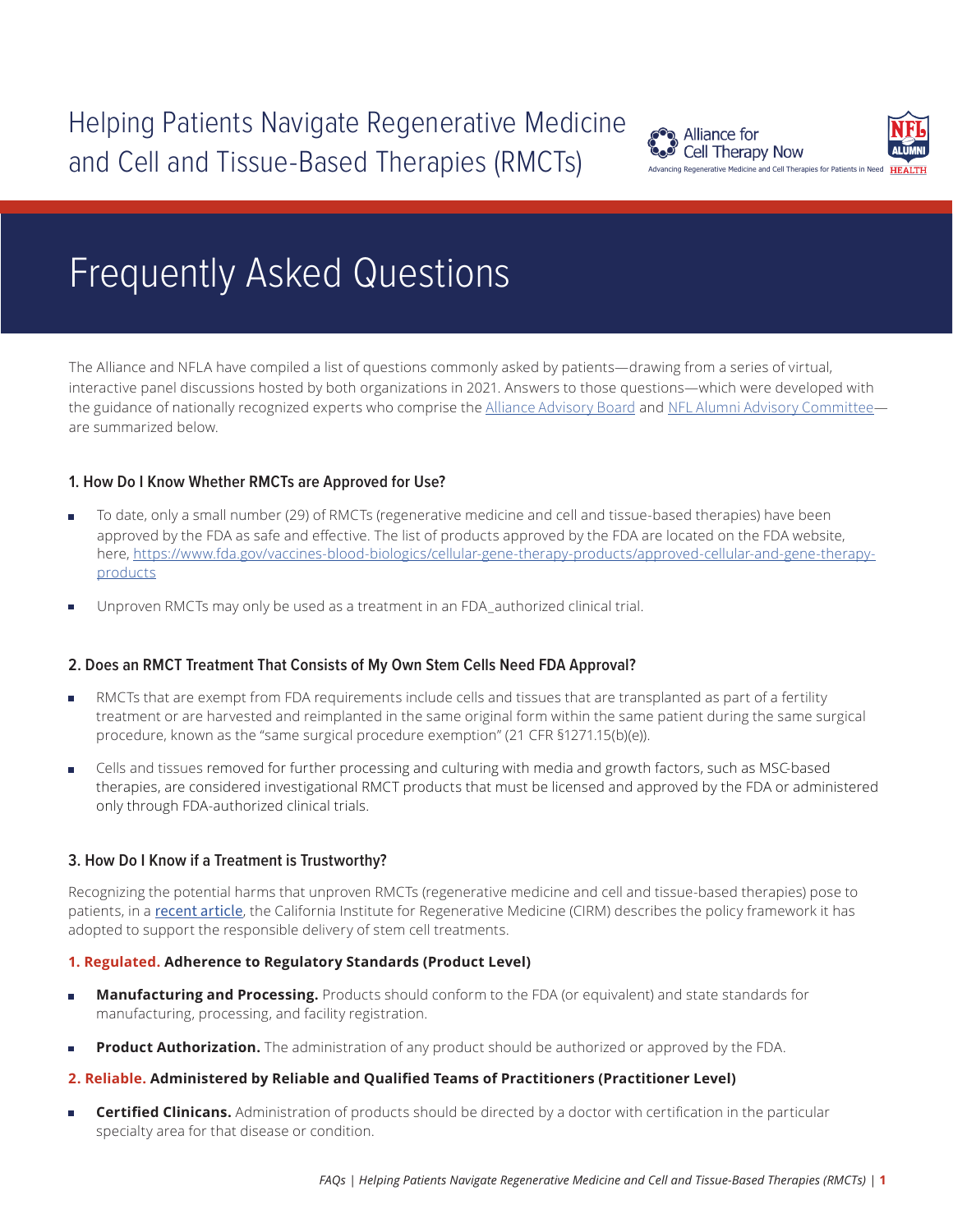# Helping Patients Navigate Regenerative Medicine and Cell and Tissue-Based Therapies (RMCTs)

Alliance for Cell Therapy Now
Advancing Regenerative Medicine and Cell Therapies for Patients in Need

NFL ALUMNI HEALTH

## Frequently Asked Questions

The Alliance and NFLA have compiled a list of questions commonly asked by patients—drawing from a series of virtual, interactive panel discussions hosted by both organizations in 2021. Answers to those questions—which were developed with the guidance of nationally recognized experts who comprise the [Alliance Advisory Board]() and [NFL Alumni Advisory Committee]()—are summarized below.

### 1. How Do I Know Whether RMCTs are Approved for Use?

- To date, only a small number (29) of RMCTs (regenerative medicine and cell and tissue-based therapies) have been approved by the FDA as safe and effective. The list of products approved by the FDA are located on the FDA website, here, [https://www.fda.gov/vaccines-blood-biologics/cellular-gene-therapy-products/approved-cellular-and-gene-therapy-products](https://www.fda.gov/vaccines-blood-biologics/cellular-gene-therapy-products/approved-cellular-and-gene-therapy-products)
- Unproven RMCTs may only be used as a treatment in an FDA_authorized clinical trial.

### 2. Does an RMCT Treatment That Consists of My Own Stem Cells Need FDA Approval?

- RMCTs that are exempt from FDA requirements include cells and tissues that are transplanted as part of a fertility treatment or are harvested and reimplanted in the same original form within the same patient during the same surgical procedure, known as the "same surgical procedure exemption" (21 CFR §1271.15(b)(e)).
- Cells and tissues removed for further processing and culturing with media and growth factors, such as MSC-based therapies, are considered investigational RMCT products that must be licensed and approved by the FDA or administered only through FDA-authorized clinical trials.

### 3. How Do I Know if a Treatment is Trustworthy?

Recognizing the potential harms that unproven RMCTs (regenerative medicine and cell and tissue-based therapies) pose to patients, in a [recent article](), the California Institute for Regenerative Medicine (CIRM) describes the policy framework it has adopted to support the responsible delivery of stem cell treatments.

**1. Regulated. Adherence to Regulatory Standards (Product Level)**

- **Manufacturing and Processing.** Products should conform to the FDA (or equivalent) and state standards for manufacturing, processing, and facility registration.
- **Product Authorization.** The administration of any product should be authorized or approved by the FDA.

**2. Reliable. Administered by Reliable and Qualified Teams of Practitioners (Practitioner Level)**

- **Certified Clinicans.** Administration of products should be directed by a doctor with certification in the particular specialty area for that disease or condition.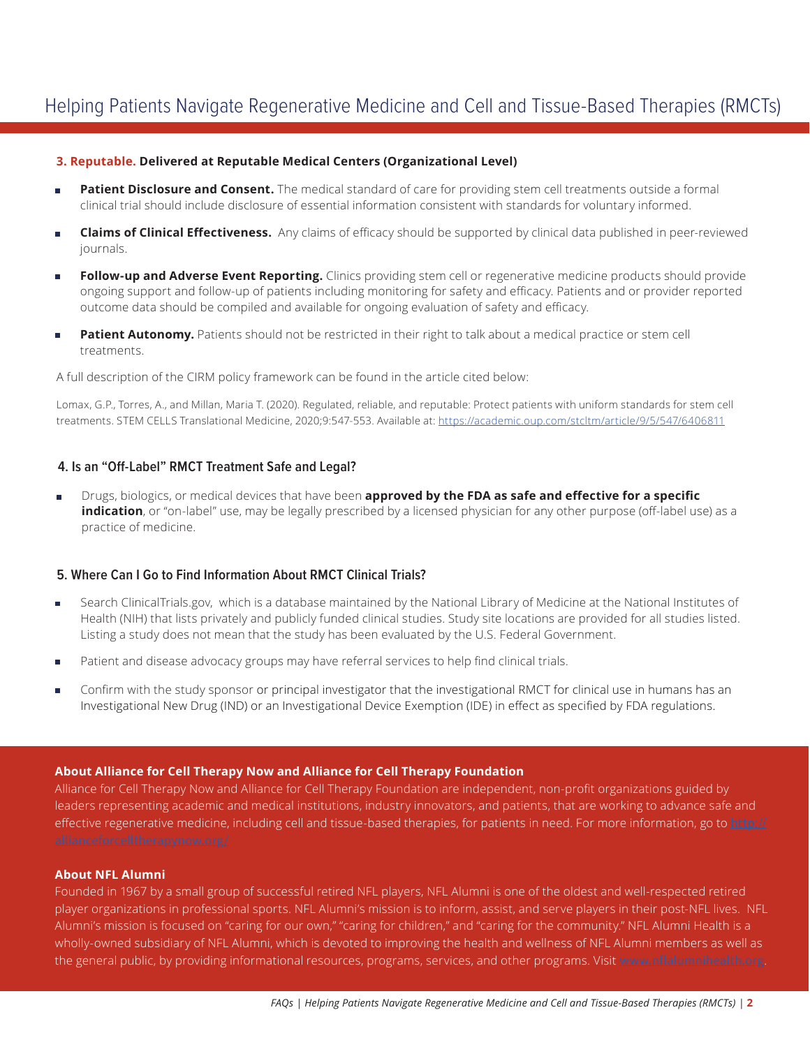**3. Reputable. Delivered at Reputable Medical Centers (Organizational Level)**

- **Patient Disclosure and Consent.** The medical standard of care for providing stem cell treatments outside a formal clinical trial should include disclosure of essential information consistent with standards for voluntary informed.
- **Claims of Clinical Effectiveness.** Any claims of efficacy should be supported by clinical data published in peer-reviewed journals.
- **Follow-up and Adverse Event Reporting.** Clinics providing stem cell or regenerative medicine products should provide ongoing support and follow-up of patients including monitoring for safety and efficacy. Patients and or provider reported outcome data should be compiled and available for ongoing evaluation of safety and efficacy.
- **Patient Autonomy.** Patients should not be restricted in their right to talk about a medical practice or stem cell treatments.

A full description of the CIRM policy framework can be found in the article cited below:

Lomax, G.P., Torres, A., and Millan, Maria T. (2020). Regulated, reliable, and reputable: Protect patients with uniform standards for stem cell treatments. STEM CELLS Translational Medicine, 2020;9:547-553. Available at: https://academic.oup.com/stcltm/article/9/5/547/6406811

## 4. Is an "Off-Label" RMCT Treatment Safe and Legal?

- Drugs, biologics, or medical devices that have been **approved by the FDA as safe and effective for a specific indication**, or "on-label" use, may be legally prescribed by a licensed physician for any other purpose (off-label use) as a practice of medicine.

## 5. Where Can I Go to Find Information About RMCT Clinical Trials?

- Search ClinicalTrials.gov, which is a database maintained by the National Library of Medicine at the National Institutes of Health (NIH) that lists privately and publicly funded clinical studies. Study site locations are provided for all studies listed. Listing a study does not mean that the study has been evaluated by the U.S. Federal Government.
- Patient and disease advocacy groups may have referral services to help find clinical trials.
- Confirm with the study sponsor or principal investigator that the investigational RMCT for clinical use in humans has an Investigational New Drug (IND) or an Investigational Device Exemption (IDE) in effect as specified by FDA regulations.

**About Alliance for Cell Therapy Now and Alliance for Cell Therapy Foundation**

Alliance for Cell Therapy Now and Alliance for Cell Therapy Foundation are independent, non-profit organizations guided by leaders representing academic and medical institutions, industry innovators, and patients, that are working to advance safe and effective regenerative medicine, including cell and tissue-based therapies, for patients in need. For more information, go to http://allianceforcelltherapynow.org/

**About NFL Alumni**

Founded in 1967 by a small group of successful retired NFL players, NFL Alumni is one of the oldest and well-respected retired player organizations in professional sports. NFL Alumni's mission is to inform, assist, and serve players in their post-NFL lives. NFL Alumni's mission is focused on "caring for our own," "caring for children," and "caring for the community." NFL Alumni Health is a wholly-owned subsidiary of NFL Alumni, which is devoted to improving the health and wellness of NFL Alumni members as well as the general public, by providing informational resources, programs, services, and other programs. Visit www.nflalumnihealth.org.